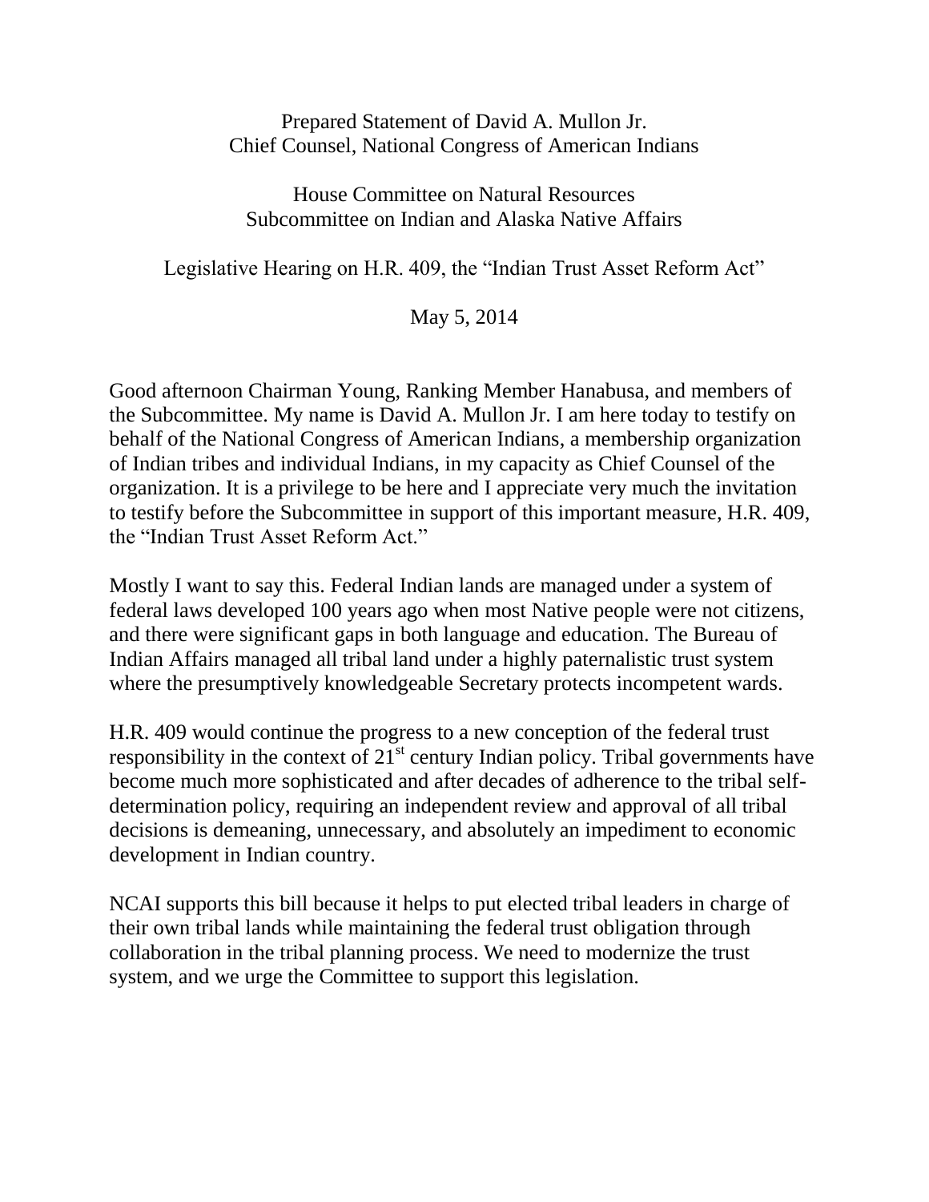Prepared Statement of David A. Mullon Jr.
Chief Counsel, National Congress of American Indians

House Committee on Natural Resources
Subcommittee on Indian and Alaska Native Affairs

Legislative Hearing on H.R. 409, the "Indian Trust Asset Reform Act"

May 5, 2014

Good afternoon Chairman Young, Ranking Member Hanabusa, and members of the Subcommittee. My name is David A. Mullon Jr. I am here today to testify on behalf of the National Congress of American Indians, a membership organization of Indian tribes and individual Indians, in my capacity as Chief Counsel of the organization. It is a privilege to be here and I appreciate very much the invitation to testify before the Subcommittee in support of this important measure, H.R. 409, the "Indian Trust Asset Reform Act."

Mostly I want to say this. Federal Indian lands are managed under a system of federal laws developed 100 years ago when most Native people were not citizens, and there were significant gaps in both language and education. The Bureau of Indian Affairs managed all tribal land under a highly paternalistic trust system where the presumptively knowledgeable Secretary protects incompetent wards.

H.R. 409 would continue the progress to a new conception of the federal trust responsibility in the context of 21st century Indian policy. Tribal governments have become much more sophisticated and after decades of adherence to the tribal self-determination policy, requiring an independent review and approval of all tribal decisions is demeaning, unnecessary, and absolutely an impediment to economic development in Indian country.

NCAI supports this bill because it helps to put elected tribal leaders in charge of their own tribal lands while maintaining the federal trust obligation through collaboration in the tribal planning process. We need to modernize the trust system, and we urge the Committee to support this legislation.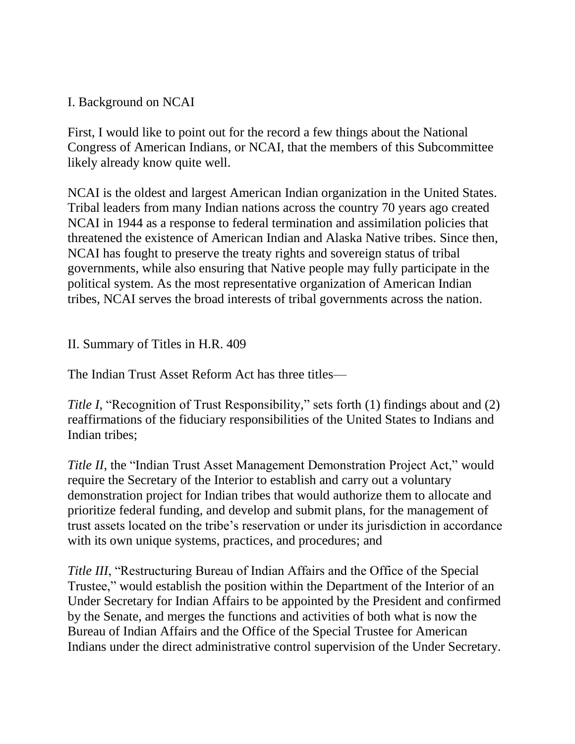## I. Background on NCAI

First, I would like to point out for the record a few things about the National Congress of American Indians, or NCAI, that the members of this Subcommittee likely already know quite well.

NCAI is the oldest and largest American Indian organization in the United States. Tribal leaders from many Indian nations across the country 70 years ago created NCAI in 1944 as a response to federal termination and assimilation policies that threatened the existence of American Indian and Alaska Native tribes. Since then, NCAI has fought to preserve the treaty rights and sovereign status of tribal governments, while also ensuring that Native people may fully participate in the political system. As the most representative organization of American Indian tribes, NCAI serves the broad interests of tribal governments across the nation.

## II. Summary of Titles in H.R. 409

The Indian Trust Asset Reform Act has three titles—

*Title I*, "Recognition of Trust Responsibility," sets forth (1) findings about and (2) reaffirmations of the fiduciary responsibilities of the United States to Indians and Indian tribes;

*Title II*, the "Indian Trust Asset Management Demonstration Project Act," would require the Secretary of the Interior to establish and carry out a voluntary demonstration project for Indian tribes that would authorize them to allocate and prioritize federal funding, and develop and submit plans, for the management of trust assets located on the tribe's reservation or under its jurisdiction in accordance with its own unique systems, practices, and procedures; and

*Title III*, "Restructuring Bureau of Indian Affairs and the Office of the Special Trustee," would establish the position within the Department of the Interior of an Under Secretary for Indian Affairs to be appointed by the President and confirmed by the Senate, and merges the functions and activities of both what is now the Bureau of Indian Affairs and the Office of the Special Trustee for American Indians under the direct administrative control supervision of the Under Secretary.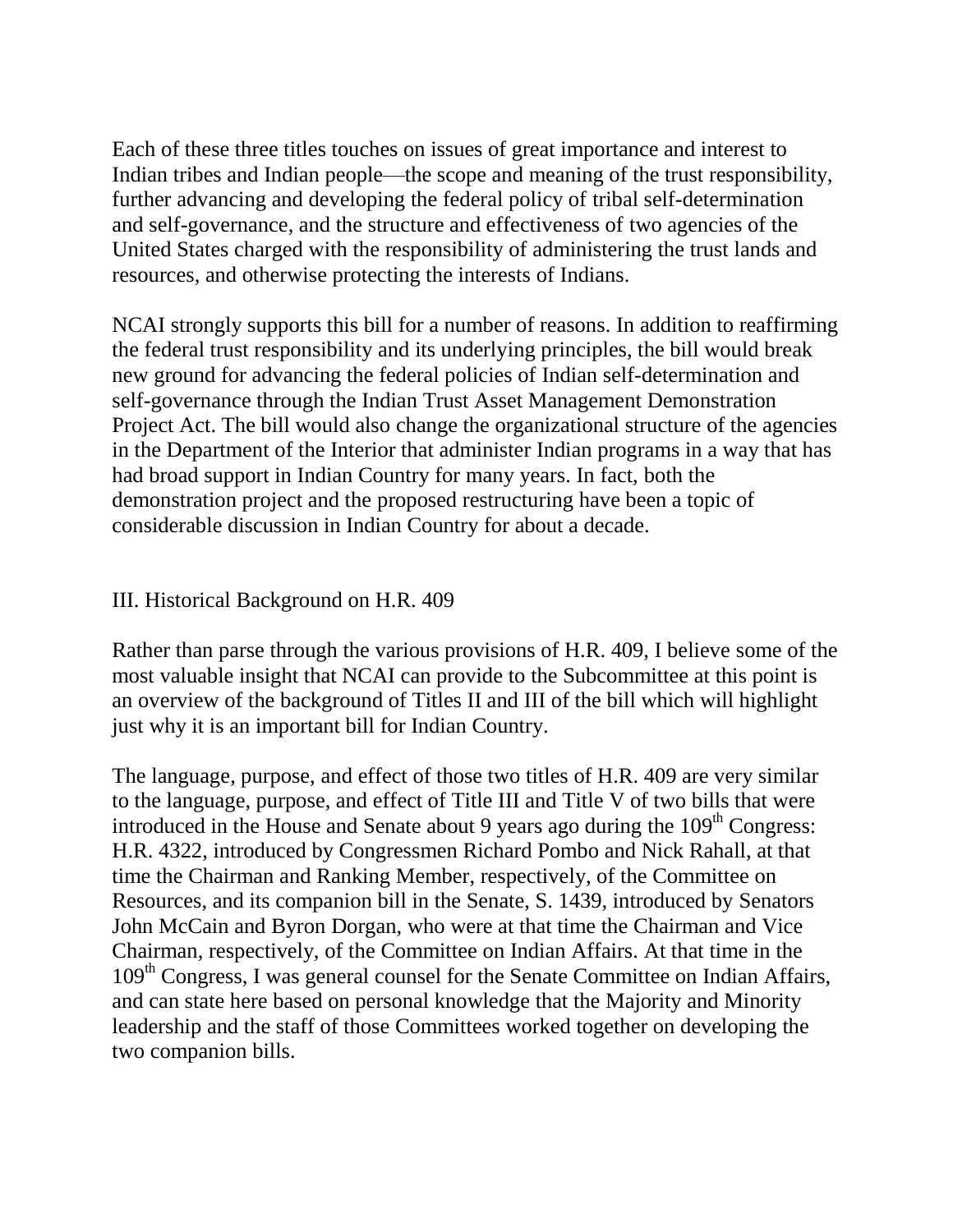Each of these three titles touches on issues of great importance and interest to Indian tribes and Indian people—the scope and meaning of the trust responsibility, further advancing and developing the federal policy of tribal self-determination and self-governance, and the structure and effectiveness of two agencies of the United States charged with the responsibility of administering the trust lands and resources, and otherwise protecting the interests of Indians.

NCAI strongly supports this bill for a number of reasons. In addition to reaffirming the federal trust responsibility and its underlying principles, the bill would break new ground for advancing the federal policies of Indian self-determination and self-governance through the Indian Trust Asset Management Demonstration Project Act. The bill would also change the organizational structure of the agencies in the Department of the Interior that administer Indian programs in a way that has had broad support in Indian Country for many years. In fact, both the demonstration project and the proposed restructuring have been a topic of considerable discussion in Indian Country for about a decade.

## III. Historical Background on H.R. 409

Rather than parse through the various provisions of H.R. 409, I believe some of the most valuable insight that NCAI can provide to the Subcommittee at this point is an overview of the background of Titles II and III of the bill which will highlight just why it is an important bill for Indian Country.

The language, purpose, and effect of those two titles of H.R. 409 are very similar to the language, purpose, and effect of Title III and Title V of two bills that were introduced in the House and Senate about 9 years ago during the 109th Congress: H.R. 4322, introduced by Congressmen Richard Pombo and Nick Rahall, at that time the Chairman and Ranking Member, respectively, of the Committee on Resources, and its companion bill in the Senate, S. 1439, introduced by Senators John McCain and Byron Dorgan, who were at that time the Chairman and Vice Chairman, respectively, of the Committee on Indian Affairs. At that time in the 109th Congress, I was general counsel for the Senate Committee on Indian Affairs, and can state here based on personal knowledge that the Majority and Minority leadership and the staff of those Committees worked together on developing the two companion bills.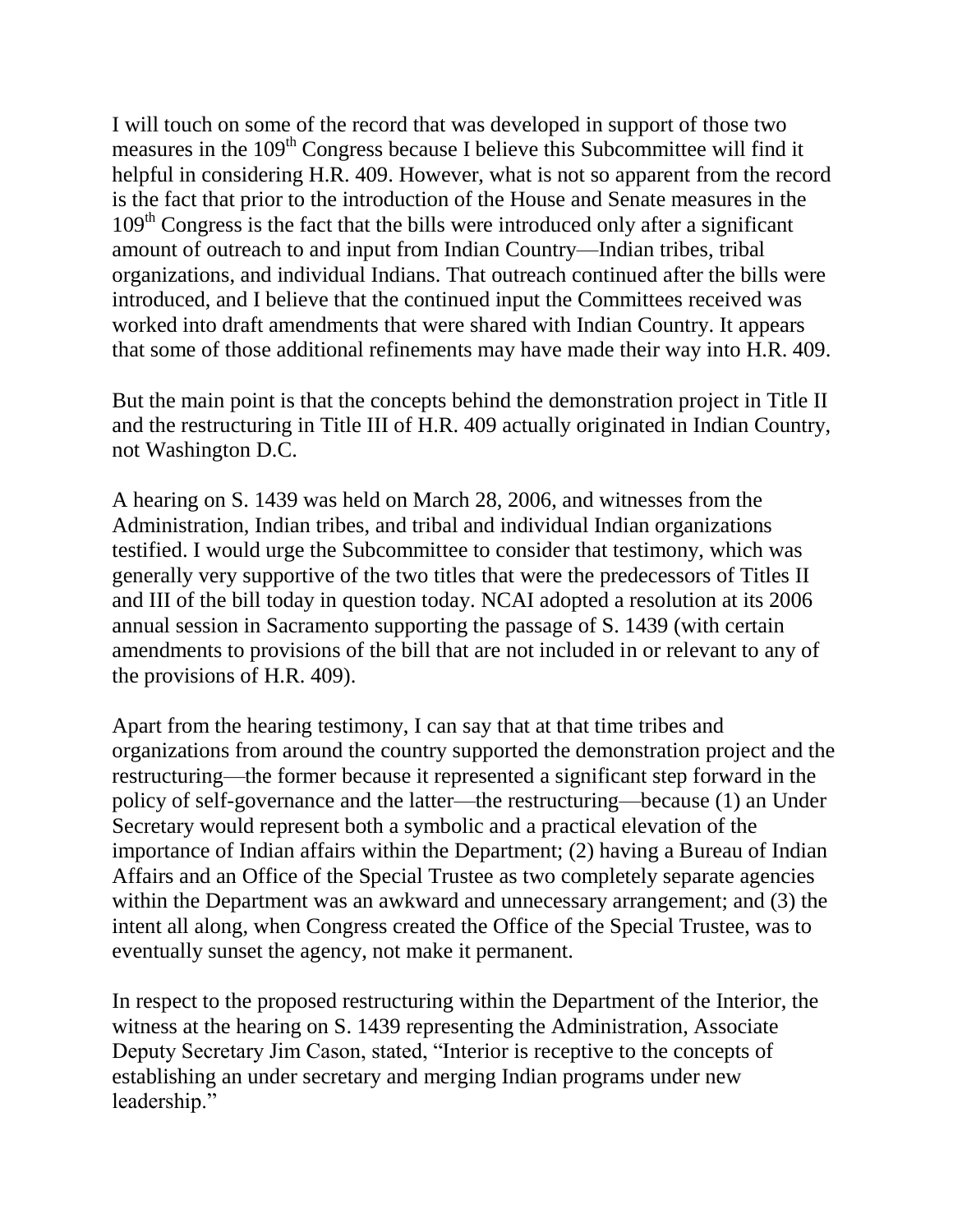I will touch on some of the record that was developed in support of those two measures in the 109th Congress because I believe this Subcommittee will find it helpful in considering H.R. 409. However, what is not so apparent from the record is the fact that prior to the introduction of the House and Senate measures in the 109th Congress is the fact that the bills were introduced only after a significant amount of outreach to and input from Indian Country—Indian tribes, tribal organizations, and individual Indians. That outreach continued after the bills were introduced, and I believe that the continued input the Committees received was worked into draft amendments that were shared with Indian Country. It appears that some of those additional refinements may have made their way into H.R. 409.

But the main point is that the concepts behind the demonstration project in Title II and the restructuring in Title III of H.R. 409 actually originated in Indian Country, not Washington D.C.

A hearing on S. 1439 was held on March 28, 2006, and witnesses from the Administration, Indian tribes, and tribal and individual Indian organizations testified. I would urge the Subcommittee to consider that testimony, which was generally very supportive of the two titles that were the predecessors of Titles II and III of the bill today in question today. NCAI adopted a resolution at its 2006 annual session in Sacramento supporting the passage of S. 1439 (with certain amendments to provisions of the bill that are not included in or relevant to any of the provisions of H.R. 409).

Apart from the hearing testimony, I can say that at that time tribes and organizations from around the country supported the demonstration project and the restructuring—the former because it represented a significant step forward in the policy of self-governance and the latter—the restructuring—because (1) an Under Secretary would represent both a symbolic and a practical elevation of the importance of Indian affairs within the Department; (2) having a Bureau of Indian Affairs and an Office of the Special Trustee as two completely separate agencies within the Department was an awkward and unnecessary arrangement; and (3) the intent all along, when Congress created the Office of the Special Trustee, was to eventually sunset the agency, not make it permanent.

In respect to the proposed restructuring within the Department of the Interior, the witness at the hearing on S. 1439 representing the Administration, Associate Deputy Secretary Jim Cason, stated, "Interior is receptive to the concepts of establishing an under secretary and merging Indian programs under new leadership."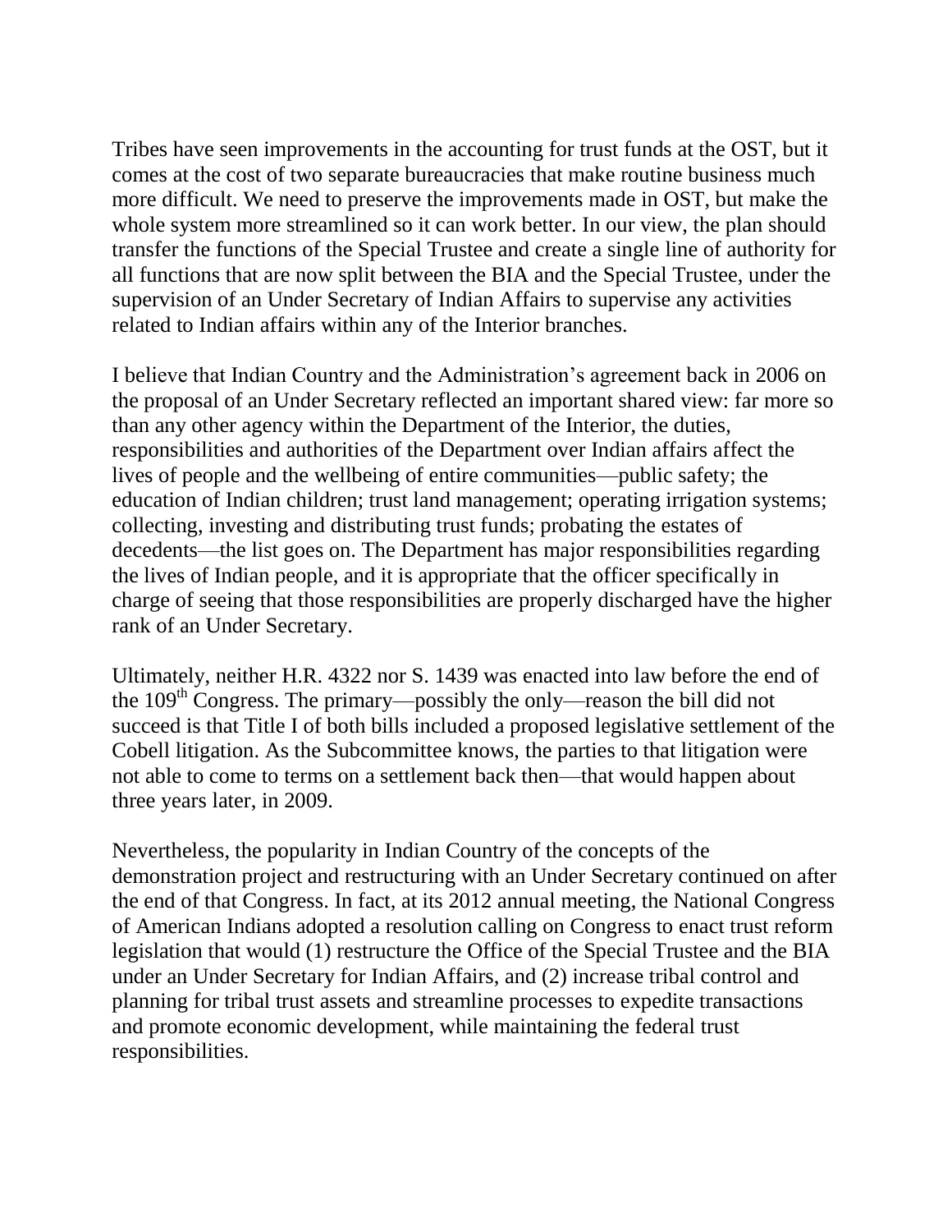Tribes have seen improvements in the accounting for trust funds at the OST, but it comes at the cost of two separate bureaucracies that make routine business much more difficult. We need to preserve the improvements made in OST, but make the whole system more streamlined so it can work better. In our view, the plan should transfer the functions of the Special Trustee and create a single line of authority for all functions that are now split between the BIA and the Special Trustee, under the supervision of an Under Secretary of Indian Affairs to supervise any activities related to Indian affairs within any of the Interior branches.

I believe that Indian Country and the Administration's agreement back in 2006 on the proposal of an Under Secretary reflected an important shared view: far more so than any other agency within the Department of the Interior, the duties, responsibilities and authorities of the Department over Indian affairs affect the lives of people and the wellbeing of entire communities—public safety; the education of Indian children; trust land management; operating irrigation systems; collecting, investing and distributing trust funds; probating the estates of decedents—the list goes on. The Department has major responsibilities regarding the lives of Indian people, and it is appropriate that the officer specifically in charge of seeing that those responsibilities are properly discharged have the higher rank of an Under Secretary.

Ultimately, neither H.R. 4322 nor S. 1439 was enacted into law before the end of the 109th Congress. The primary—possibly the only—reason the bill did not succeed is that Title I of both bills included a proposed legislative settlement of the Cobell litigation. As the Subcommittee knows, the parties to that litigation were not able to come to terms on a settlement back then—that would happen about three years later, in 2009.

Nevertheless, the popularity in Indian Country of the concepts of the demonstration project and restructuring with an Under Secretary continued on after the end of that Congress. In fact, at its 2012 annual meeting, the National Congress of American Indians adopted a resolution calling on Congress to enact trust reform legislation that would (1) restructure the Office of the Special Trustee and the BIA under an Under Secretary for Indian Affairs, and (2) increase tribal control and planning for tribal trust assets and streamline processes to expedite transactions and promote economic development, while maintaining the federal trust responsibilities.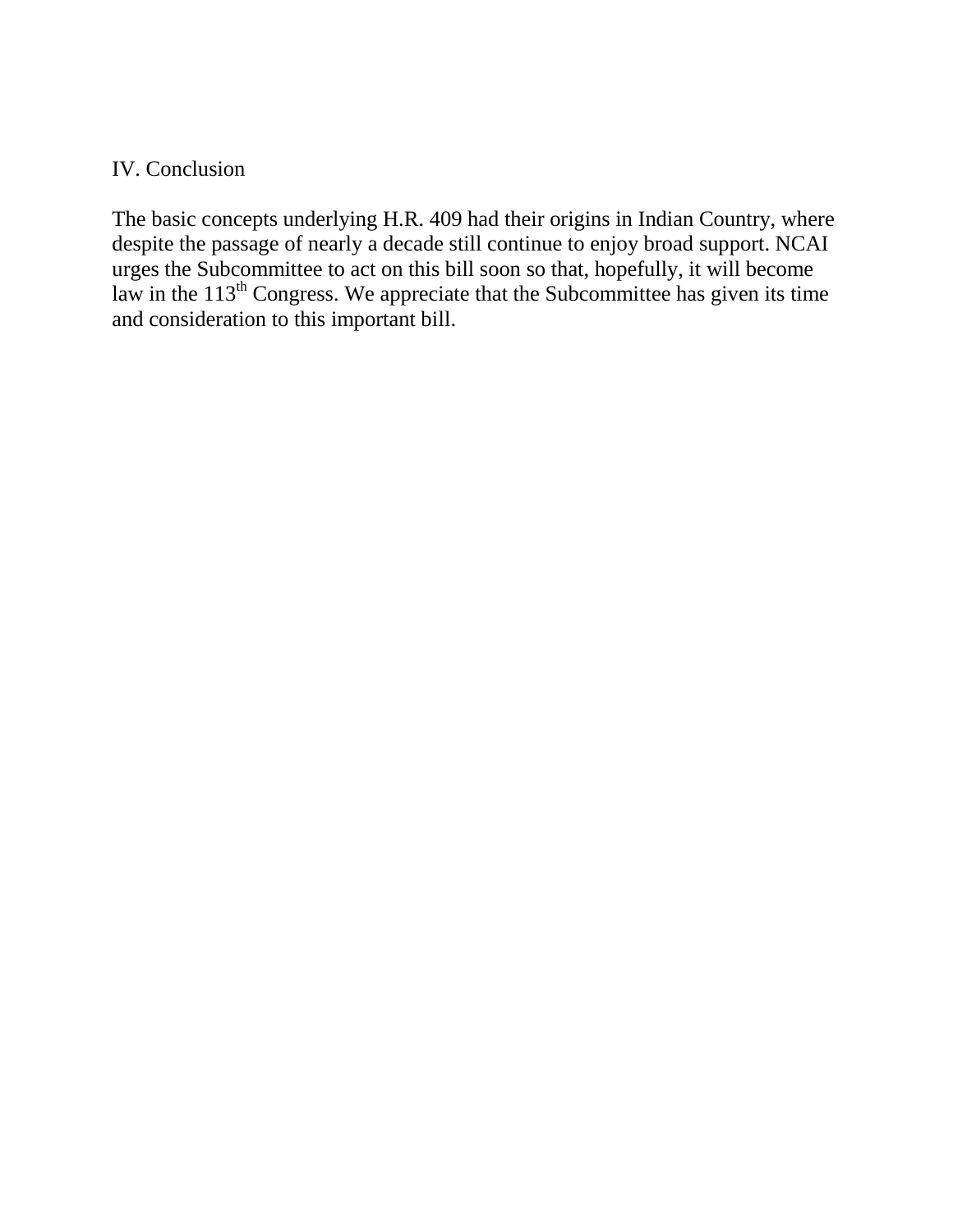## IV. Conclusion

The basic concepts underlying H.R. 409 had their origins in Indian Country, where despite the passage of nearly a decade still continue to enjoy broad support. NCAI urges the Subcommittee to act on this bill soon so that, hopefully, it will become law in the 113th Congress. We appreciate that the Subcommittee has given its time and consideration to this important bill.